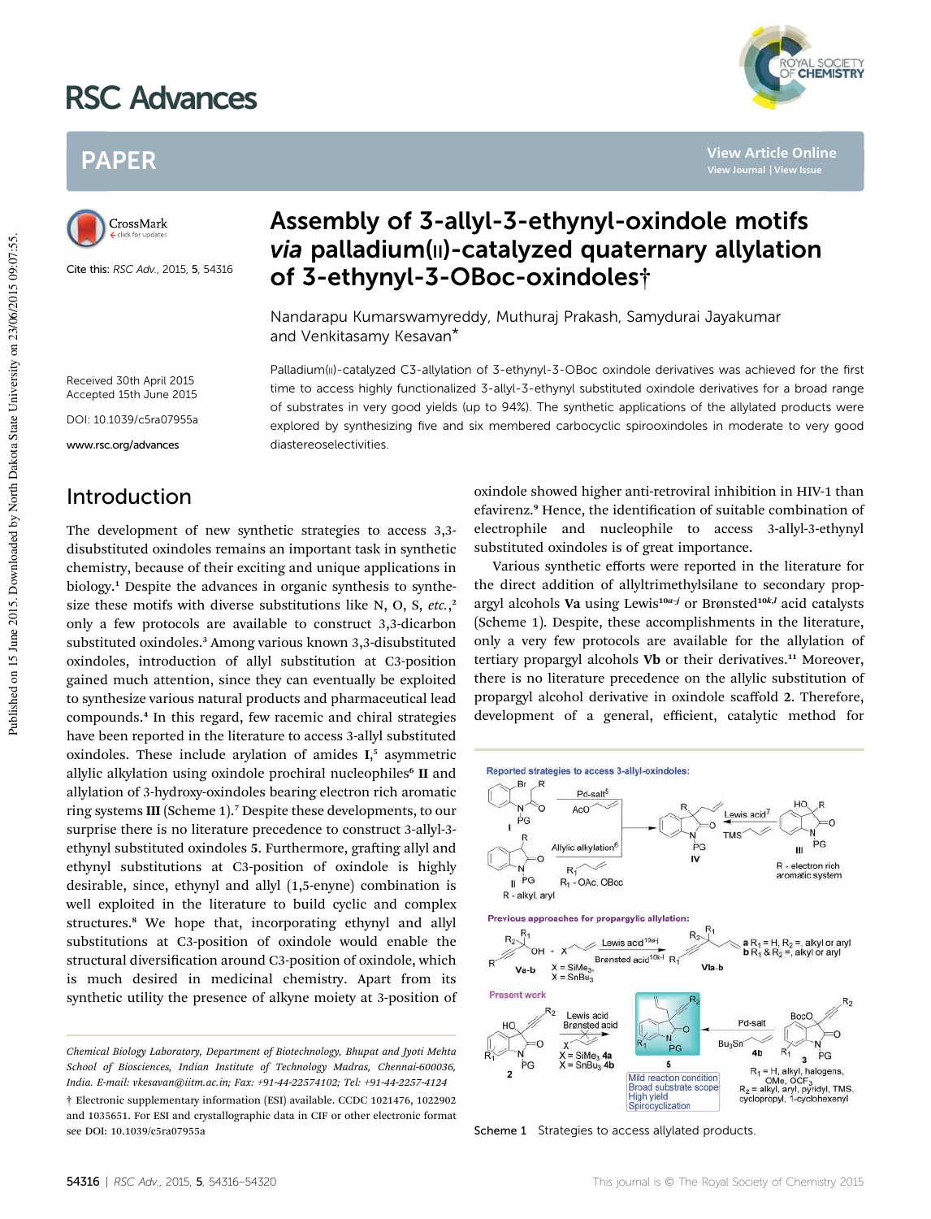# Assembly of 3-allyl-3-ethynyl-oxindole motifs *via* palladium(II)-catalyzed quaternary allylation of 3-ethynyl-3-OBoc-oxindoles†

Nandarapu Kumarswamyreddy, Muthuraj Prakash, Samydurai Jayakumar and Venkitasamy Kesavan*

Cite this: *RSC Adv.*, 2015, **5**, 54316

Received 30th April 2015
Accepted 15th June 2015

DOI: 10.1039/c5ra07955a

www.rsc.org/advances

Palladium(II)-catalyzed C3-allylation of 3-ethynyl-3-OBoc oxindole derivatives was achieved for the first time to access highly functionalized 3-allyl-3-ethynyl substituted oxindole derivatives for a broad range of substrates in very good yields (up to 94%). The synthetic applications of the allylated products were explored by synthesizing five and six membered carbocyclic spirooxindoles in moderate to very good diastereoselectivities.

## Introduction

The development of new synthetic strategies to access 3,3-disubstituted oxindoles remains an important task in synthetic chemistry, because of their exciting and unique applications in biology.[1] Despite the advances in organic synthesis to synthesize these motifs with diverse substitutions like N, O, S, *etc.*,[2] only a few protocols are available to construct 3,3-dicarbon substituted oxindoles.[3] Among various known 3,3-disubstituted oxindoles, introduction of allyl substitution at C3-position gained much attention, since they can eventually be exploited to synthesize various natural products and pharmaceutical lead compounds.[4] In this regard, few racemic and chiral strategies have been reported in the literature to access 3-allyl substituted oxindoles. These include arylation of amides **I**,[5] asymmetric allylic alkylation using oxindole prochiral nucleophiles[6] **II** and allylation of 3-hydroxy-oxindoles bearing electron rich aromatic ring systems **III** (Scheme 1).[7] Despite these developments, to our surprise there is no literature precedence to construct 3-allyl-3-ethynyl substituted oxindoles **5**. Furthermore, grafting allyl and ethynyl substitutions at C3-position of oxindole is highly desirable, since, ethynyl and allyl (1,5-enyne) combination is well exploited in the literature to build cyclic and complex structures.[8] We hope that, incorporating ethynyl and allyl substitutions at C3-position of oxindole would enable the structural diversification around C3-position of oxindole, which is much desired in medicinal chemistry. Apart from its synthetic utility the presence of alkyne moiety at 3-position of oxindole showed higher anti-retroviral inhibition in HIV-1 than efavirenz.[9] Hence, the identification of suitable combination of electrophile and nucleophile to access 3-allyl-3-ethynyl substituted oxindoles is of great importance.

Various synthetic efforts were reported in the literature for the direct addition of allyltrimethylsilane to secondary propargyl alcohols **Va** using Lewis[10a–j] or Brønsted[10k,l] acid catalysts (Scheme 1). Despite, these accomplishments in the literature, only a very few protocols are available for the allylation of tertiary propargyl alcohols **Vb** or their derivatives.[11] Moreover, there is no literature precedence on the allylic substitution of propargyl alcohol derivative in oxindole scaffold **2**. Therefore, development of a general, efficient, catalytic method for

Scheme 1 Strategies to access allylated products.

*Chemical Biology Laboratory, Department of Biotechnology, Bhupat and Jyoti Mehta School of Biosciences, Indian Institute of Technology Madras, Chennai-600036, India. E-mail: vkesavan@iitm.ac.in; Fax: +91-44-22574102; Tel: +91-44-2257-4124*

† Electronic supplementary information (ESI) available. CCDC 1021476, 1022902 and 1035651. For ESI and crystallographic data in CIF or other electronic format see DOI: 10.1039/c5ra07955a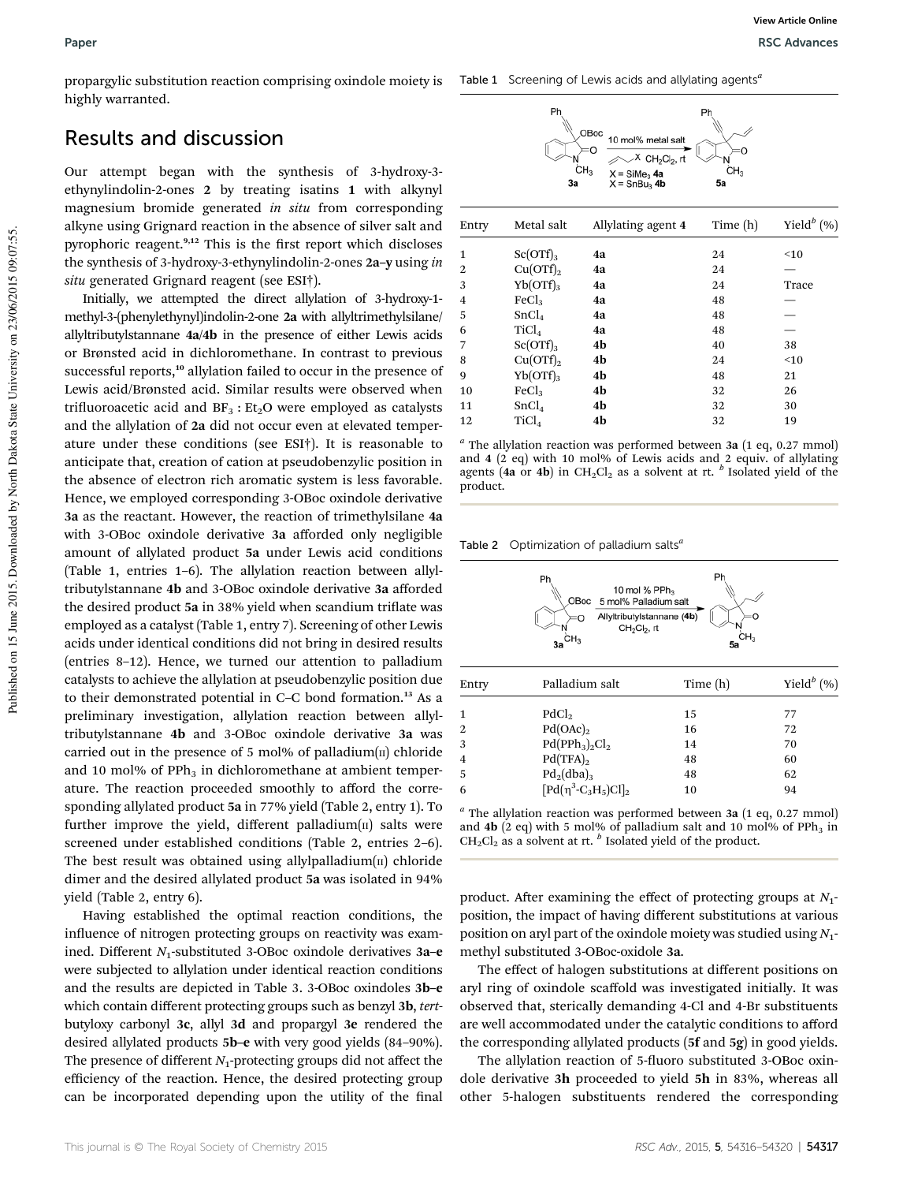propargylic substitution reaction comprising oxindole moiety is highly warranted.

## Results and discussion

Our attempt began with the synthesis of 3-hydroxy-3-ethynylindolin-2-ones **2** by treating isatins **1** with alkynyl magnesium bromide generated *in situ* from corresponding alkyne using Grignard reaction in the absence of silver salt and pyrophoric reagent.[9,12] This is the first report which discloses the synthesis of 3-hydroxy-3-ethynylindolin-2-ones **2a–y** using *in situ* generated Grignard reagent (see ESI†).

Initially, we attempted the direct allylation of 3-hydroxy-1-methyl-3-(phenylethynyl)indolin-2-one **2a** with allyltrimethylsilane/allyltributylstannane **4a**/**4b** in the presence of either Lewis acids or Brønsted acid in dichloromethane. In contrast to previous successful reports,[10] allylation failed to occur in the presence of Lewis acid/Brønsted acid. Similar results were observed when trifluoroacetic acid and $BF_3 : Et_2O$ were employed as catalysts and the allylation of **2a** did not occur even at elevated temperature under these conditions (see ESI†). It is reasonable to anticipate that, creation of cation at pseudobenzylic position in the absence of electron rich aromatic system is less favorable. Hence, we employed corresponding 3-OBoc oxindole derivative **3a** as the reactant. However, the reaction of trimethylsilane **4a** with 3-OBoc oxindole derivative **3a** afforded only negligible amount of allylated product **5a** under Lewis acid conditions (Table 1, entries 1–6). The allylation reaction between allyltributylstannane **4b** and 3-OBoc oxindole derivative **3a** afforded the desired product **5a** in 38% yield when scandium triflate was employed as a catalyst (Table 1, entry 7). Screening of other Lewis acids under identical conditions did not bring in desired results (entries 8–12). Hence, we turned our attention to palladium catalysts to achieve the allylation at pseudobenzylic position due to their demonstrated potential in C–C bond formation.[13] As a preliminary investigation, allylation reaction between allyltributylstannane **4b** and 3-OBoc oxindole derivative **3a** was carried out in the presence of 5 mol% of palladium(II) chloride and 10 mol% of $PPh_3$ in dichloromethane at ambient temperature. The reaction proceeded smoothly to afford the corresponding allylated product **5a** in 77% yield (Table 2, entry 1). To further improve the yield, different palladium(II) salts were screened under established conditions (Table 2, entries 2–6). The best result was obtained using allylpalladium(II) chloride dimer and the desired allylated product **5a** was isolated in 94% yield (Table 2, entry 6).

Having established the optimal reaction conditions, the influence of nitrogen protecting groups on reactivity was examined. Different $N_1$-substituted 3-OBoc oxindole derivatives **3a–e** were subjected to allylation under identical reaction conditions and the results are depicted in Table 3. 3-OBoc oxindoles **3b–e** which contain different protecting groups such as benzyl **3b**, *tert*-butyloxy carbonyl **3c**, allyl **3d** and propargyl **3e** rendered the desired allylated products **5b–e** with very good yields (84–90%). The presence of different $N_1$-protecting groups did not affect the efficiency of the reaction. Hence, the desired protecting group can be incorporated depending upon the utility of the final product. After examining the effect of protecting groups at $N_1$-position, the impact of having different substitutions at various position on aryl part of the oxindole moiety was studied using $N_1$-methyl substituted 3-OBoc-oxidole **3a**.

The effect of halogen substitutions at different positions on aryl ring of oxindole scaffold was investigated initially. It was observed that, sterically demanding 4-Cl and 4-Br substituents are well accommodated under the catalytic conditions to afford the corresponding allylated products (**5f** and **5g**) in good yields.

The allylation reaction of 5-fluoro substituted 3-OBoc oxindole derivative **3h** proceeded to yield **5h** in 83%, whereas all other 5-halogen substituents rendered the corresponding

Table 1 Screening of Lewis acids and allylating agents[a]

3a + allylating agent (X = $SiMe_3$ **4a**; X = $SnBu_3$ **4b**), 10 mol% metal salt, $CH_2Cl_2$, rt → 5a

| Entry | Metal salt | Allylating agent **4** | Time (h) | Yield[b] (%) |
|---|---|---|---|---|
| 1 | $Sc(OTf)_3$ | **4a** | 24 | <10 |
| 2 | $Cu(OTf)_2$ | **4a** | 24 | — |
| 3 | $Yb(OTf)_3$ | **4a** | 24 | Trace |
| 4 | $FeCl_3$ | **4a** | 48 | — |
| 5 | $SnCl_4$ | **4a** | 48 | — |
| 6 | $TiCl_4$ | **4a** | 48 | — |
| 7 | $Sc(OTf)_3$ | **4b** | 40 | 38 |
| 8 | $Cu(OTf)_2$ | **4b** | 24 | <10 |
| 9 | $Yb(OTf)_3$ | **4b** | 48 | 21 |
| 10 | $FeCl_3$ | **4b** | 32 | 26 |
| 11 | $SnCl_4$ | **4b** | 32 | 30 |
| 12 | $TiCl_4$ | **4b** | 32 | 19 |

[a] The allylation reaction was performed between **3a** (1 eq, 0.27 mmol) and **4** (2 eq) with 10 mol% of Lewis acids and 2 equiv. of allylating agents (**4a** or **4b**) in $CH_2Cl_2$ as a solvent at rt. [b] Isolated yield of the product.

Table 2 Optimization of palladium salts[a]

3a, 10 mol % $PPh_3$, 5 mol% Palladium salt, Allyltributylstannane (**4b**), $CH_2Cl_2$, rt → 5a

| Entry | Palladium salt | Time (h) | Yield[b] (%) |
|---|---|---|---|
| 1 | $PdCl_2$ | 15 | 77 |
| 2 | $Pd(OAc)_2$ | 16 | 72 |
| 3 | $Pd(PPh_3)_2Cl_2$ | 14 | 70 |
| 4 | $Pd(TFA)_2$ | 48 | 60 |
| 5 | $Pd_2(dba)_3$ | 48 | 62 |
| 6 | $[Pd(\eta^3\text{-}C_3H_5)Cl]_2$ | 10 | 94 |

[a] The allylation reaction was performed between **3a** (1 eq, 0.27 mmol) and **4b** (2 eq) with 5 mol% of palladium salt and 10 mol% of $PPh_3$ in $CH_2Cl_2$ as a solvent at rt. [b] Isolated yield of the product.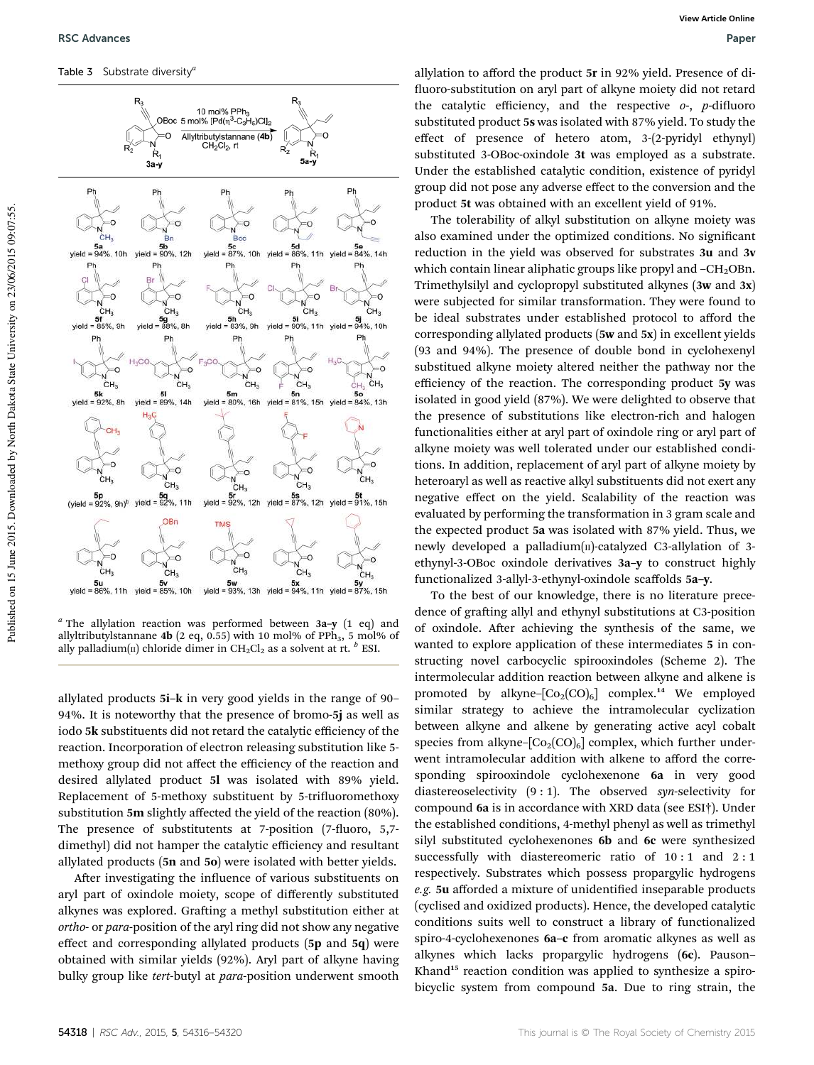Table 3 Substrate diversity[a]

| Compound | Yield | Time |
|---|---|---|
| 5a | 94% | 10h |
| 5b | 90% | 12h |
| 5c | 87% | 10h |
| 5d | 86% | 11h |
| 5e | 84% | 14h |
| 5f | 85% | 9h |
| 5g | 88% | 8h |
| 5h | 83% | 9h |
| 5i | 90% | 11h |
| 5j | 94% | 10h |
| 5k | 92% | 8h |
| 5l | 89% | 14h |
| 5m | 80% | 16h |
| 5n | 81% | 15h |
| 5o | 84% | 13h |
| 5p | (92%)[b] | 9h |
| 5q | 92% | 11h |
| 5r | 92% | 12h |
| 5s | 87% | 12h |
| 5t | 91% | 15h |
| 5u | 86% | 11h |
| 5v | 85% | 10h |
| 5w | 93% | 13h |
| 5x | 94% | 11h |
| 5y | 87% | 15h |

[a] The allylation reaction was performed between **3a–y** (1 eq) and allyltributylstannane **4b** (2 eq, 0.55) with 10 mol% of $PPh_3$, 5 mol% of ally palladium(II) chloride dimer in $CH_2Cl_2$ as a solvent at rt. [b] ESI.

allylated products **5i–k** in very good yields in the range of 90–94%. It is noteworthy that the presence of bromo-**5j** as well as iodo **5k** substituents did not retard the catalytic efficiency of the reaction. Incorporation of electron releasing substitution like 5-methoxy group did not affect the efficiency of the reaction and desired allylated product **5l** was isolated with 89% yield. Replacement of 5-methoxy substituent by 5-trifluoromethoxy substitution **5m** slightly affected the yield of the reaction (80%). The presence of substitutents at 7-position (7-fluoro, 5,7-dimethyl) did not hamper the catalytic efficiency and resultant allylated products (**5n** and **5o**) were isolated with better yields.

After investigating the influence of various substituents on aryl part of oxindole moiety, scope of differently substituted alkynes was explored. Grafting a methyl substitution either at *ortho*- or *para*-position of the aryl ring did not show any negative effect and corresponding allylated products (**5p** and **5q**) were obtained with similar yields (92%). Aryl part of alkyne having bulky group like *tert*-butyl at *para*-position underwent smooth allylation to afford the product **5r** in 92% yield. Presence of di-fluoro-substitution on aryl part of alkyne moiety did not retard the catalytic efficiency, and the respective *o*-, *p*-difluoro substituted product **5s** was isolated with 87% yield. To study the effect of presence of hetero atom, 3-(2-pyridyl ethynyl) substituted 3-OBoc-oxindole **3t** was employed as a substrate. Under the established catalytic condition, existence of pyridyl group did not pose any adverse effect to the conversion and the product **5t** was obtained with an excellent yield of 91%.

The tolerability of alkyl substitution on alkyne moiety was also examined under the optimized conditions. No significant reduction in the yield was observed for substrates **3u** and **3v** which contain linear aliphatic groups like propyl and $-CH_2OBn$. Trimethylsilyl and cyclopropyl substituted alkynes (**3w** and **3x**) were subjected for similar transformation. They were found to be ideal substrates under established protocol to afford the corresponding allylated products (**5w** and **5x**) in excellent yields (93 and 94%). The presence of double bond in cyclohexenyl substitued alkyne moiety altered neither the pathway nor the efficiency of the reaction. The corresponding product **5y** was isolated in good yield (87%). We were delighted to observe that the presence of substitutions like electron-rich and halogen functionalities either at aryl part of oxindole ring or aryl part of alkyne moiety was well tolerated under our established conditions. In addition, replacement of aryl part of alkyne moiety by heteroaryl as well as reactive alkyl substituents did not exert any negative effect on the yield. Scalability of the reaction was evaluated by performing the transformation in 3 gram scale and the expected product **5a** was isolated with 87% yield. Thus, we newly developed a palladium(II)-catalyzed C3-allylation of 3-ethynyl-3-OBoc oxindole derivatives **3a–y** to construct highly functionalized 3-allyl-3-ethynyl-oxindole scaffolds **5a–y**.

To the best of our knowledge, there is no literature precedence of grafting allyl and ethynyl substitutions at C3-position of oxindole. After achieving the synthesis of the same, we wanted to explore application of these intermediates **5** in constructing novel carbocyclic spirooxindoles (Scheme 2). The intermolecular addition reaction between alkyne and alkene is promoted by alkyne–$[Co_2(CO)_6]$ complex.[14] We employed similar strategy to achieve the intramolecular cyclization between alkyne and alkene by generating active acyl cobalt species from alkyne–$[Co_2(CO)_6]$ complex, which further underwent intramolecular addition with alkene to afford the corresponding spirooxindole cyclohexenone **6a** in very good diastereoselectivity (9 : 1). The observed *syn*-selectivity for compound **6a** is in accordance with XRD data (see ESI†). Under the established conditions, 4-methyl phenyl as well as trimethyl silyl substituted cyclohexenones **6b** and **6c** were synthesized successfully with diastereomeric ratio of 10 : 1 and 2 : 1 respectively. Substrates which possess propargylic hydrogens *e.g.* **5u** afforded a mixture of unidentified inseparable products (cyclised and oxidized products). Hence, the developed catalytic conditions suits well to construct a library of functionalized spiro-4-cyclohexenones **6a–c** from aromatic alkynes as well as alkynes which lacks propargylic hydrogens (**6c**). Pauson–Khand[15] reaction condition was applied to synthesize a spiro-bicyclic system from compound **5a**. Due to ring strain, the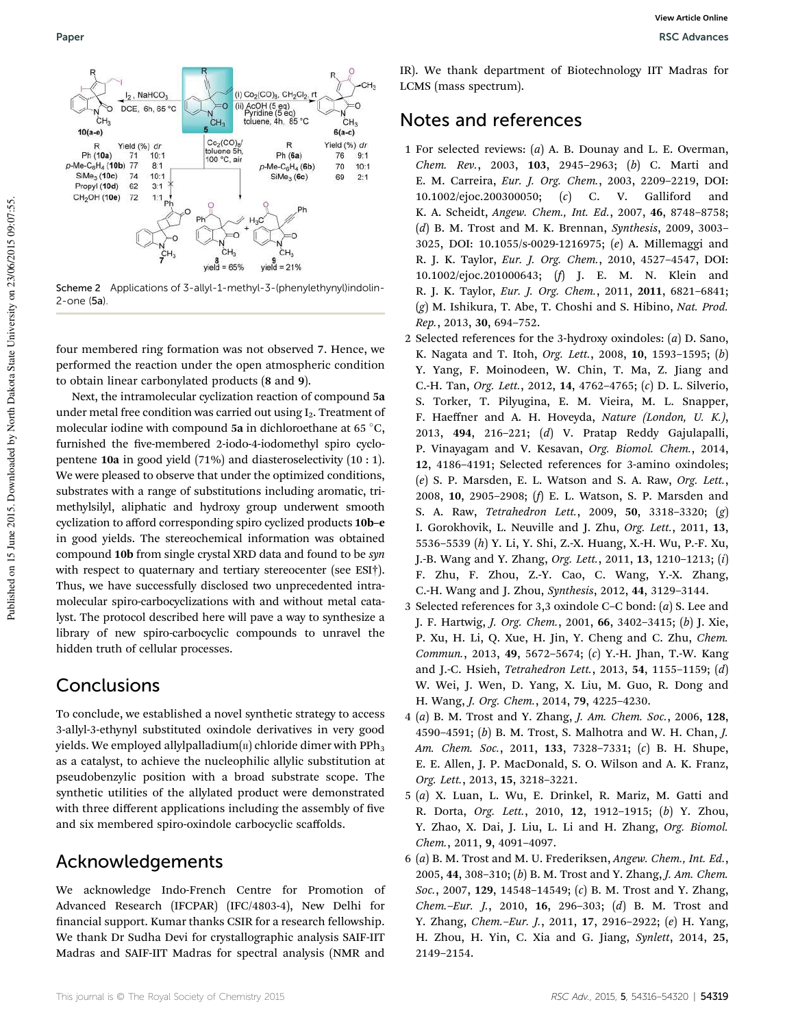Scheme 2 Applications of 3-allyl-1-methyl-3-(phenylethynyl)indolin-2-one (5a).

four membered ring formation was not observed 7. Hence, we performed the reaction under the open atmospheric condition to obtain linear carbonylated products (8 and 9).

Next, the intramolecular cyclization reaction of compound **5a** under metal free condition was carried out using $I_2$. Treatment of molecular iodine with compound **5a** in dichloroethane at 65 °C, furnished the five-membered 2-iodo-4-iodomethyl spiro cyclopentene **10a** in good yield (71%) and diasteroselectivity (10 : 1). We were pleased to observe that under the optimized conditions, substrates with a range of substitutions including aromatic, trimethylsilyl, aliphatic and hydroxy group underwent smooth cyclization to afford corresponding spiro cyclized products **10b–e** in good yields. The stereochemical information was obtained compound **10b** from single crystal XRD data and found to be *syn* with respect to quaternary and tertiary stereocenter (see ESI†). Thus, we have successfully disclosed two unprecedented intramolecular spiro-carbocyclizations with and without metal catalyst. The protocol described here will pave a way to synthesize a library of new spiro-carbocyclic compounds to unravel the hidden truth of cellular processes.

## Conclusions

To conclude, we established a novel synthetic strategy to access 3-allyl-3-ethynyl substituted oxindole derivatives in very good yields. We employed allylpalladium(II) chloride dimer with $PPh_3$ as a catalyst, to achieve the nucleophilic allylic substitution at pseudobenzylic position with a broad substrate scope. The synthetic utilities of the allylated product were demonstrated with three different applications including the assembly of five and six membered spiro-oxindole carbocyclic scaffolds.

## Acknowledgements

We acknowledge Indo-French Centre for Promotion of Advanced Research (IFCPAR) (IFC/4803-4), New Delhi for financial support. Kumar thanks CSIR for a research fellowship. We thank Dr Sudha Devi for crystallographic analysis SAIF-IIT Madras and SAIF-IIT Madras for spectral analysis (NMR and IR). We thank department of Biotechnology IIT Madras for LCMS (mass spectrum).

## Notes and references

1 For selected reviews: (*a*) A. B. Dounay and L. E. Overman, *Chem. Rev.*, 2003, **103**, 2945–2963; (*b*) C. Marti and E. M. Carreira, *Eur. J. Org. Chem.*, 2003, 2209–2219, DOI: 10.1002/ejoc.200300050; (*c*) C. V. Galliford and K. A. Scheidt, *Angew. Chem., Int. Ed.*, 2007, **46**, 8748–8758; (*d*) B. M. Trost and M. K. Brennan, *Synthesis*, 2009, 3003–3025, DOI: 10.1055/s-0029-1216975; (*e*) A. Millemaggi and R. J. K. Taylor, *Eur. J. Org. Chem.*, 2010, 4527–4547, DOI: 10.1002/ejoc.201000643; (*f*) J. E. M. N. Klein and R. J. K. Taylor, *Eur. J. Org. Chem.*, 2011, **2011**, 6821–6841; (*g*) M. Ishikura, T. Abe, T. Choshi and S. Hibino, *Nat. Prod. Rep.*, 2013, **30**, 694–752.

2 Selected references for the 3-hydroxy oxindoles: (*a*) D. Sano, K. Nagata and T. Itoh, *Org. Lett.*, 2008, **10**, 1593–1595; (*b*) Y. Yang, F. Moinodeen, W. Chin, T. Ma, Z. Jiang and C.-H. Tan, *Org. Lett.*, 2012, **14**, 4762–4765; (*c*) D. L. Silverio, S. Torker, T. Pilyugina, E. M. Vieira, M. L. Snapper, F. Haeffner and A. H. Hoveyda, *Nature (London, U. K.)*, 2013, **494**, 216–221; (*d*) V. Pratap Reddy Gajulapalli, P. Vinayagam and V. Kesavan, *Org. Biomol. Chem.*, 2014, **12**, 4186–4191; Selected references for 3-amino oxindoles; (*e*) S. P. Marsden, E. L. Watson and S. A. Raw, *Org. Lett.*, 2008, **10**, 2905–2908; (*f*) E. L. Watson, S. P. Marsden and S. A. Raw, *Tetrahedron Lett.*, 2009, **50**, 3318–3320; (*g*) I. Gorokhovik, L. Neuville and J. Zhu, *Org. Lett.*, 2011, **13**, 5536–5539 (*h*) Y. Li, Y. Shi, Z.-X. Huang, X.-H. Wu, P.-F. Xu, J.-B. Wang and Y. Zhang, *Org. Lett.*, 2011, **13**, 1210–1213; (*i*) F. Zhu, F. Zhou, Z.-Y. Cao, C. Wang, Y.-X. Zhang, C.-H. Wang and J. Zhou, *Synthesis*, 2012, **44**, 3129–3144.

3 Selected references for 3,3 oxindole C–C bond: (*a*) S. Lee and J. F. Hartwig, *J. Org. Chem.*, 2001, **66**, 3402–3415; (*b*) J. Xie, P. Xu, H. Li, Q. Xue, H. Jin, Y. Cheng and C. Zhu, *Chem. Commun.*, 2013, **49**, 5672–5674; (*c*) Y.-H. Jhan, T.-W. Kang and J.-C. Hsieh, *Tetrahedron Lett.*, 2013, **54**, 1155–1159; (*d*) W. Wei, J. Wen, D. Yang, X. Liu, M. Guo, R. Dong and H. Wang, *J. Org. Chem.*, 2014, **79**, 4225–4230.

4 (*a*) B. M. Trost and Y. Zhang, *J. Am. Chem. Soc.*, 2006, **128**, 4590–4591; (*b*) B. M. Trost, S. Malhotra and W. H. Chan, *J. Am. Chem. Soc.*, 2011, **133**, 7328–7331; (*c*) B. H. Shupe, E. E. Allen, J. P. MacDonald, S. O. Wilson and A. K. Franz, *Org. Lett.*, 2013, **15**, 3218–3221.

5 (*a*) X. Luan, L. Wu, E. Drinkel, R. Mariz, M. Gatti and R. Dorta, *Org. Lett.*, 2010, **12**, 1912–1915; (*b*) Y. Zhou, Y. Zhao, X. Dai, J. Liu, L. Li and H. Zhang, *Org. Biomol. Chem.*, 2011, **9**, 4091–4097.

6 (*a*) B. M. Trost and M. U. Frederiksen, *Angew. Chem., Int. Ed.*, 2005, **44**, 308–310; (*b*) B. M. Trost and Y. Zhang, *J. Am. Chem. Soc.*, 2007, **129**, 14548–14549; (*c*) B. M. Trost and Y. Zhang, *Chem.–Eur. J.*, 2010, **16**, 296–303; (*d*) B. M. Trost and Y. Zhang, *Chem.–Eur. J.*, 2011, **17**, 2916–2922; (*e*) H. Yang, H. Zhou, H. Yin, C. Xia and G. Jiang, *Synlett*, 2014, **25**, 2149–2154.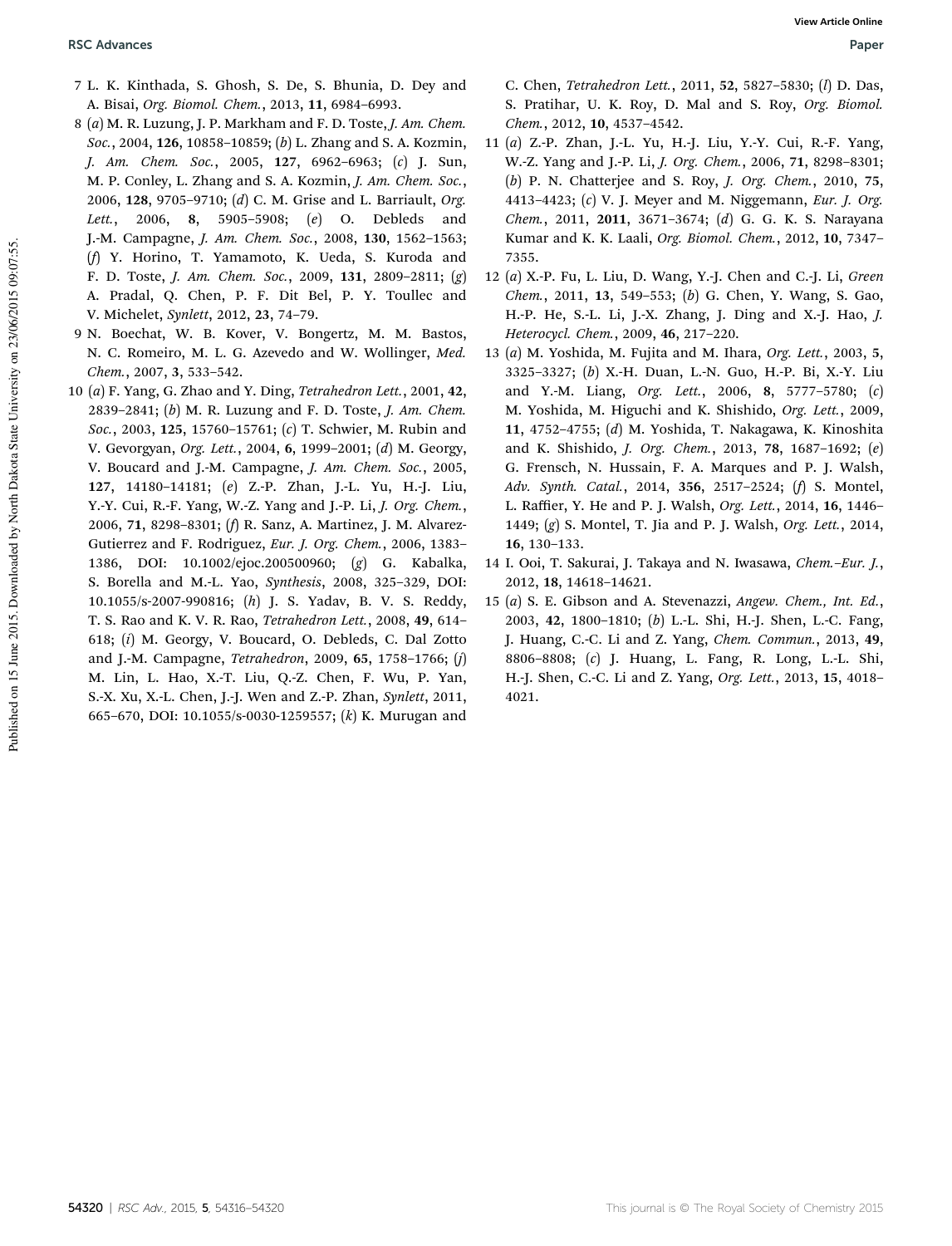7 L. K. Kinthada, S. Ghosh, S. De, S. Bhunia, D. Dey and A. Bisai, *Org. Biomol. Chem.*, 2013, **11**, 6984–6993.

8 (*a*) M. R. Luzung, J. P. Markham and F. D. Toste, *J. Am. Chem. Soc.*, 2004, **126**, 10858–10859; (*b*) L. Zhang and S. A. Kozmin, *J. Am. Chem. Soc.*, 2005, **127**, 6962–6963; (*c*) J. Sun, M. P. Conley, L. Zhang and S. A. Kozmin, *J. Am. Chem. Soc.*, 2006, **128**, 9705–9710; (*d*) C. M. Grise and L. Barriault, *Org. Lett.*, 2006, **8**, 5905–5908; (*e*) O. Debleds and J.-M. Campagne, *J. Am. Chem. Soc.*, 2008, **130**, 1562–1563; (*f*) Y. Horino, T. Yamamoto, K. Ueda, S. Kuroda and F. D. Toste, *J. Am. Chem. Soc.*, 2009, **131**, 2809–2811; (*g*) A. Pradal, Q. Chen, P. F. Dit Bel, P. Y. Toullec and V. Michelet, *Synlett*, 2012, **23**, 74–79.

9 N. Boechat, W. B. Kover, V. Bongertz, M. M. Bastos, N. C. Romeiro, M. L. G. Azevedo and W. Wollinger, *Med. Chem.*, 2007, **3**, 533–542.

10 (*a*) F. Yang, G. Zhao and Y. Ding, *Tetrahedron Lett.*, 2001, **42**, 2839–2841; (*b*) M. R. Luzung and F. D. Toste, *J. Am. Chem. Soc.*, 2003, **125**, 15760–15761; (*c*) T. Schwier, M. Rubin and V. Gevorgyan, *Org. Lett.*, 2004, **6**, 1999–2001; (*d*) M. Georgy, V. Boucard and J.-M. Campagne, *J. Am. Chem. Soc.*, 2005, **127**, 14180–14181; (*e*) Z.-P. Zhan, J.-L. Yu, H.-J. Liu, Y.-Y. Cui, R.-F. Yang, W.-Z. Yang and J.-P. Li, *J. Org. Chem.*, 2006, **71**, 8298–8301; (*f*) R. Sanz, A. Martinez, J. M. Alvarez-Gutierrez and F. Rodriguez, *Eur. J. Org. Chem.*, 2006, 1383–1386, DOI: 10.1002/ejoc.200500960; (*g*) G. Kabalka, S. Borella and M.-L. Yao, *Synthesis*, 2008, 325–329, DOI: 10.1055/s-2007-990816; (*h*) J. S. Yadav, B. V. S. Reddy, T. S. Rao and K. V. R. Rao, *Tetrahedron Lett.*, 2008, **49**, 614–618; (*i*) M. Georgy, V. Boucard, O. Debleds, C. Dal Zotto and J.-M. Campagne, *Tetrahedron*, 2009, **65**, 1758–1766; (*j*) M. Lin, L. Hao, X.-T. Liu, Q.-Z. Chen, F. Wu, P. Yan, S.-X. Xu, X.-L. Chen, J.-J. Wen and Z.-P. Zhan, *Synlett*, 2011, 665–670, DOI: 10.1055/s-0030-1259557; (*k*) K. Murugan and C. Chen, *Tetrahedron Lett.*, 2011, **52**, 5827–5830; (*l*) D. Das, S. Pratihar, U. K. Roy, D. Mal and S. Roy, *Org. Biomol. Chem.*, 2012, **10**, 4537–4542.

11 (*a*) Z.-P. Zhan, J.-L. Yu, H.-J. Liu, Y.-Y. Cui, R.-F. Yang, W.-Z. Yang and J.-P. Li, *J. Org. Chem.*, 2006, **71**, 8298–8301; (*b*) P. N. Chatterjee and S. Roy, *J. Org. Chem.*, 2010, **75**, 4413–4423; (*c*) V. J. Meyer and M. Niggemann, *Eur. J. Org. Chem.*, 2011, **2011**, 3671–3674; (*d*) G. G. K. S. Narayana Kumar and K. K. Laali, *Org. Biomol. Chem.*, 2012, **10**, 7347–7355.

12 (*a*) X.-P. Fu, L. Liu, D. Wang, Y.-J. Chen and C.-J. Li, *Green Chem.*, 2011, **13**, 549–553; (*b*) G. Chen, Y. Wang, S. Gao, H.-P. He, S.-L. Li, J.-X. Zhang, J. Ding and X.-J. Hao, *J. Heterocycl. Chem.*, 2009, **46**, 217–220.

13 (*a*) M. Yoshida, M. Fujita and M. Ihara, *Org. Lett.*, 2003, **5**, 3325–3327; (*b*) X.-H. Duan, L.-N. Guo, H.-P. Bi, X.-Y. Liu and Y.-M. Liang, *Org. Lett.*, 2006, **8**, 5777–5780; (*c*) M. Yoshida, M. Higuchi and K. Shishido, *Org. Lett.*, 2009, **11**, 4752–4755; (*d*) M. Yoshida, T. Nakagawa, K. Kinoshita and K. Shishido, *J. Org. Chem.*, 2013, **78**, 1687–1692; (*e*) G. Frensch, N. Hussain, F. A. Marques and P. J. Walsh, *Adv. Synth. Catal.*, 2014, **356**, 2517–2524; (*f*) S. Montel, L. Raffier, Y. He and P. J. Walsh, *Org. Lett.*, 2014, **16**, 1446–1449; (*g*) S. Montel, T. Jia and P. J. Walsh, *Org. Lett.*, 2014, **16**, 130–133.

14 I. Ooi, T. Sakurai, J. Takaya and N. Iwasawa, *Chem.–Eur. J.*, 2012, **18**, 14618–14621.

15 (*a*) S. E. Gibson and A. Stevenazzi, *Angew. Chem., Int. Ed.*, 2003, **42**, 1800–1810; (*b*) L.-L. Shi, H.-J. Shen, L.-C. Fang, J. Huang, C.-C. Li and Z. Yang, *Chem. Commun.*, 2013, **49**, 8806–8808; (*c*) J. Huang, L. Fang, R. Long, L.-L. Shi, H.-J. Shen, C.-C. Li and Z. Yang, *Org. Lett.*, 2013, **15**, 4018–4021.